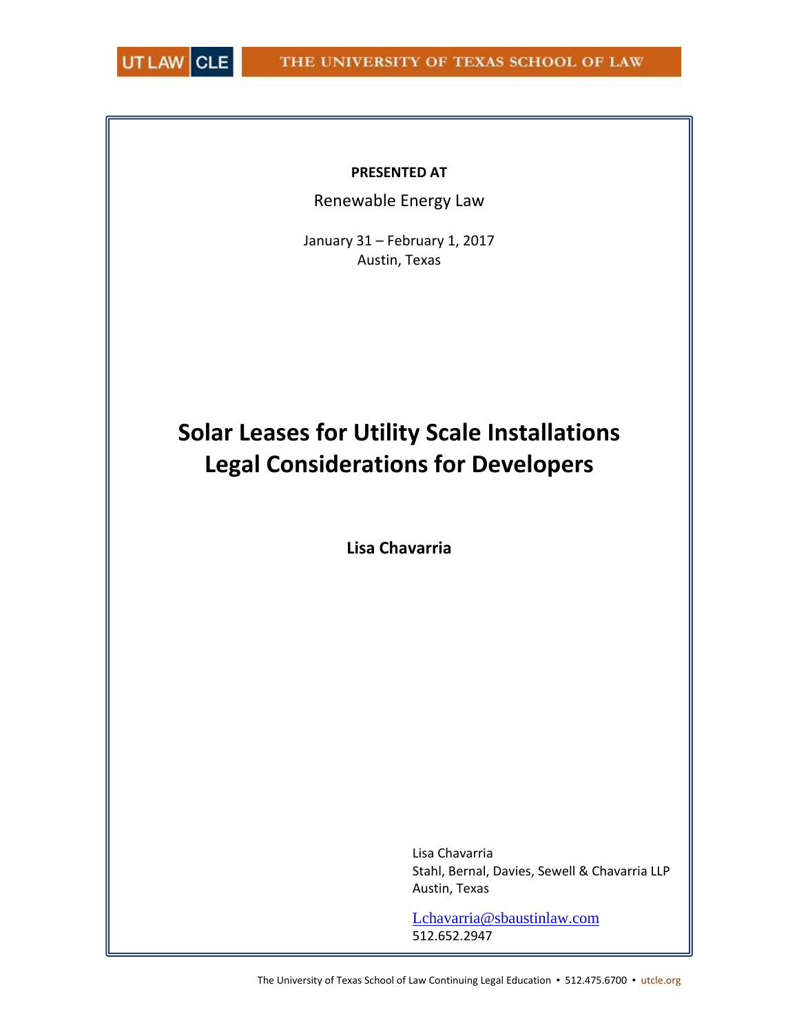UT LAW CLE | THE UNIVERSITY OF TEXAS SCHOOL OF LAW

**PRESENTED AT**

Renewable Energy Law

January 31 – February 1, 2017
Austin, Texas

# Solar Leases for Utility Scale Installations Legal Considerations for Developers

**Lisa Chavarria**

Lisa Chavarria
Stahl, Bernal, Davies, Sewell & Chavarria LLP
Austin, Texas

Lchavarria@sbaustinlaw.com
512.652.2947

The University of Texas School of Law Continuing Legal Education ▪ 512.475.6700 ▪ utcle.org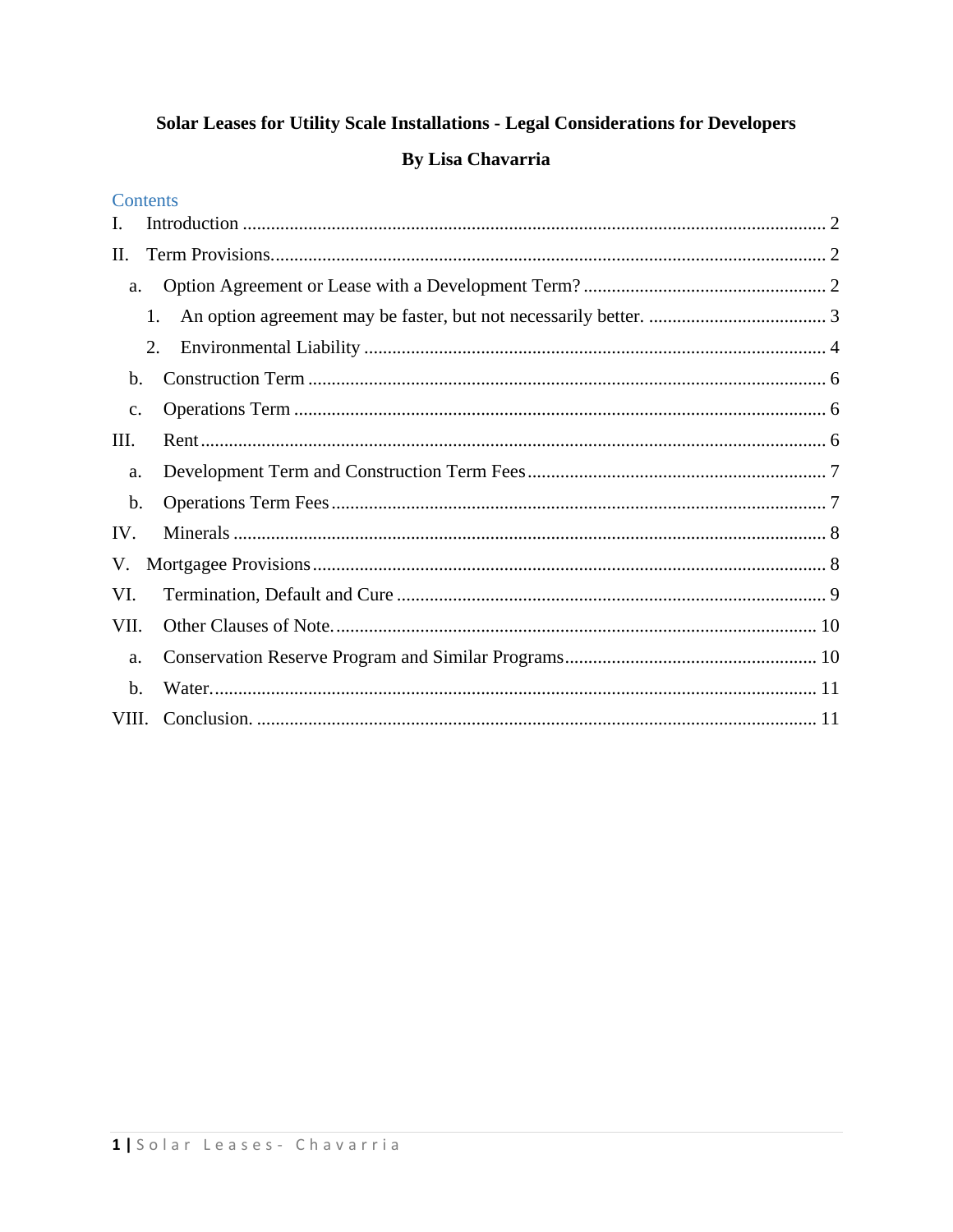**Solar Leases for Utility Scale Installations - Legal Considerations for Developers**

**By Lisa Chavarria**

Contents

I. Introduction ... 2

II. Term Provisions ... 2

- a. Option Agreement or Lease with a Development Term? ... 2
  1. An option agreement may be faster, but not necessarily better. ... 3
  2. Environmental Liability ... 4
- b. Construction Term ... 6
- c. Operations Term ... 6

III. Rent ... 6

- a. Development Term and Construction Term Fees ... 7
- b. Operations Term Fees ... 7

IV. Minerals ... 8

V. Mortgagee Provisions ... 8

VI. Termination, Default and Cure ... 9

VII. Other Clauses of Note. ... 10

- a. Conservation Reserve Program and Similar Programs ... 10
- b. Water. ... 11

VIII. Conclusion. ... 11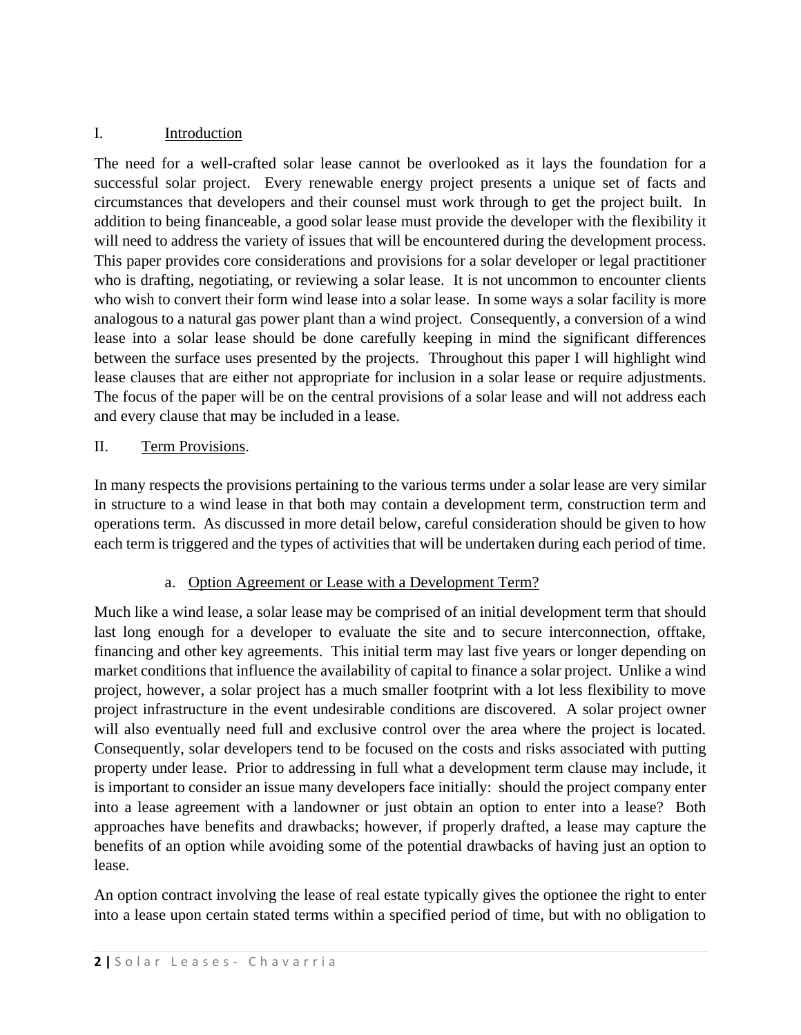## I. Introduction

The need for a well-crafted solar lease cannot be overlooked as it lays the foundation for a successful solar project. Every renewable energy project presents a unique set of facts and circumstances that developers and their counsel must work through to get the project built. In addition to being financeable, a good solar lease must provide the developer with the flexibility it will need to address the variety of issues that will be encountered during the development process. This paper provides core considerations and provisions for a solar developer or legal practitioner who is drafting, negotiating, or reviewing a solar lease. It is not uncommon to encounter clients who wish to convert their form wind lease into a solar lease. In some ways a solar facility is more analogous to a natural gas power plant than a wind project. Consequently, a conversion of a wind lease into a solar lease should be done carefully keeping in mind the significant differences between the surface uses presented by the projects. Throughout this paper I will highlight wind lease clauses that are either not appropriate for inclusion in a solar lease or require adjustments. The focus of the paper will be on the central provisions of a solar lease and will not address each and every clause that may be included in a lease.

## II. Term Provisions.

In many respects the provisions pertaining to the various terms under a solar lease are very similar in structure to a wind lease in that both may contain a development term, construction term and operations term. As discussed in more detail below, careful consideration should be given to how each term is triggered and the types of activities that will be undertaken during each period of time.

### a. Option Agreement or Lease with a Development Term?

Much like a wind lease, a solar lease may be comprised of an initial development term that should last long enough for a developer to evaluate the site and to secure interconnection, offtake, financing and other key agreements. This initial term may last five years or longer depending on market conditions that influence the availability of capital to finance a solar project. Unlike a wind project, however, a solar project has a much smaller footprint with a lot less flexibility to move project infrastructure in the event undesirable conditions are discovered. A solar project owner will also eventually need full and exclusive control over the area where the project is located. Consequently, solar developers tend to be focused on the costs and risks associated with putting property under lease. Prior to addressing in full what a development term clause may include, it is important to consider an issue many developers face initially: should the project company enter into a lease agreement with a landowner or just obtain an option to enter into a lease? Both approaches have benefits and drawbacks; however, if properly drafted, a lease may capture the benefits of an option while avoiding some of the potential drawbacks of having just an option to lease.

An option contract involving the lease of real estate typically gives the optionee the right to enter into a lease upon certain stated terms within a specified period of time, but with no obligation to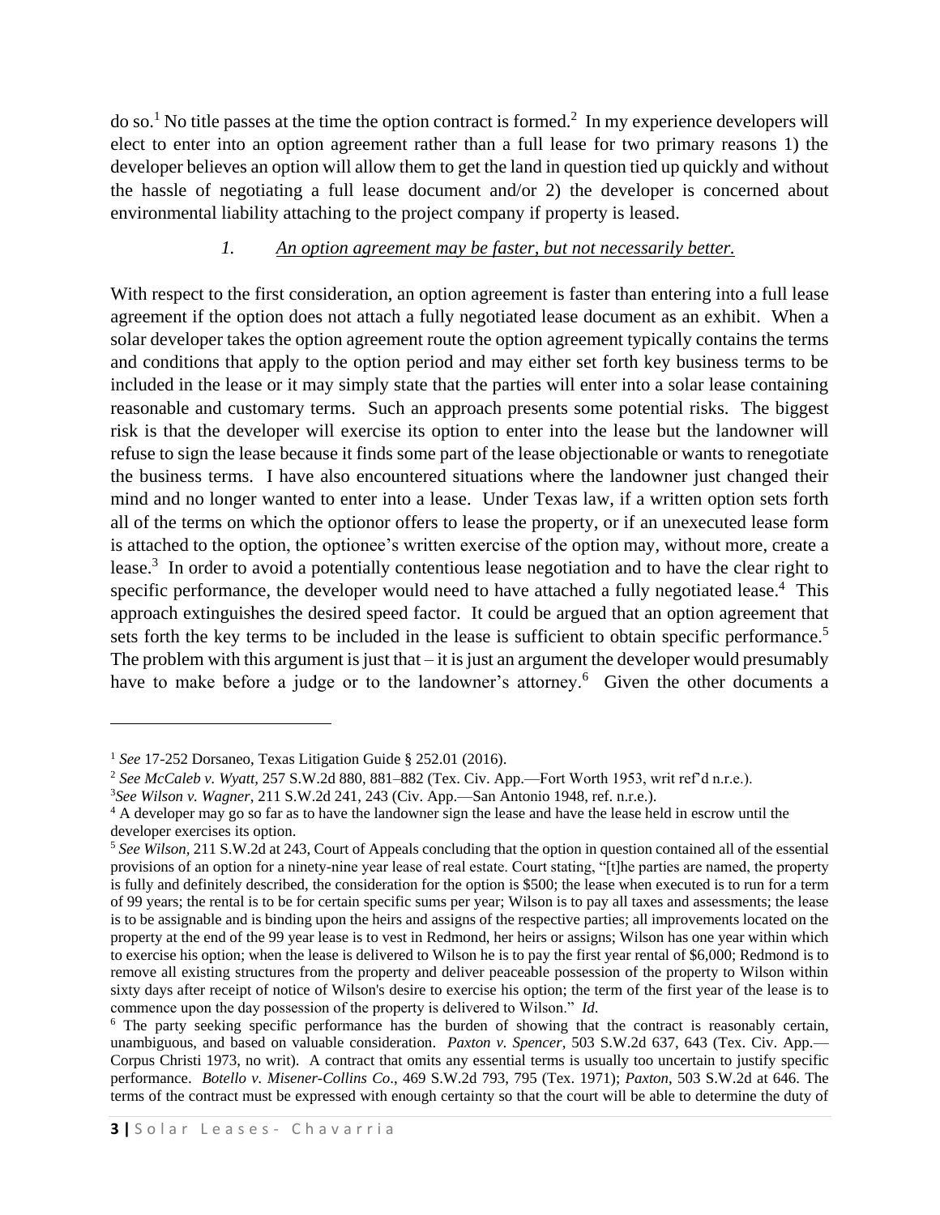do so.[1] No title passes at the time the option contract is formed.[2] In my experience developers will elect to enter into an option agreement rather than a full lease for two primary reasons 1) the developer believes an option will allow them to get the land in question tied up quickly and without the hassle of negotiating a full lease document and/or 2) the developer is concerned about environmental liability attaching to the project company if property is leased.

### *1. An option agreement may be faster, but not necessarily better.*

With respect to the first consideration, an option agreement is faster than entering into a full lease agreement if the option does not attach a fully negotiated lease document as an exhibit. When a solar developer takes the option agreement route the option agreement typically contains the terms and conditions that apply to the option period and may either set forth key business terms to be included in the lease or it may simply state that the parties will enter into a solar lease containing reasonable and customary terms. Such an approach presents some potential risks. The biggest risk is that the developer will exercise its option to enter into the lease but the landowner will refuse to sign the lease because it finds some part of the lease objectionable or wants to renegotiate the business terms. I have also encountered situations where the landowner just changed their mind and no longer wanted to enter into a lease. Under Texas law, if a written option sets forth all of the terms on which the optionor offers to lease the property, or if an unexecuted lease form is attached to the option, the optionee's written exercise of the option may, without more, create a lease.[3] In order to avoid a potentially contentious lease negotiation and to have the clear right to specific performance, the developer would need to have attached a fully negotiated lease.[4] This approach extinguishes the desired speed factor. It could be argued that an option agreement that sets forth the key terms to be included in the lease is sufficient to obtain specific performance.[5] The problem with this argument is just that – it is just an argument the developer would presumably have to make before a judge or to the landowner's attorney.[6] Given the other documents a

---

[1] *See* 17-252 Dorsaneo, Texas Litigation Guide § 252.01 (2016).

[2] *See McCaleb v. Wyatt*, 257 S.W.2d 880, 881–882 (Tex. Civ. App.—Fort Worth 1953, writ ref'd n.r.e.).

[3] *See Wilson v. Wagner*, 211 S.W.2d 241, 243 (Civ. App.—San Antonio 1948, ref. n.r.e.).

[4] A developer may go so far as to have the landowner sign the lease and have the lease held in escrow until the developer exercises its option.

[5] *See Wilson*, 211 S.W.2d at 243, Court of Appeals concluding that the option in question contained all of the essential provisions of an option for a ninety-nine year lease of real estate. Court stating, "[t]he parties are named, the property is fully and definitely described, the consideration for the option is $500; the lease when executed is to run for a term of 99 years; the rental is to be for certain specific sums per year; Wilson is to pay all taxes and assessments; the lease is to be assignable and is binding upon the heirs and assigns of the respective parties; all improvements located on the property at the end of the 99 year lease is to vest in Redmond, her heirs or assigns; Wilson has one year within which to exercise his option; when the lease is delivered to Wilson he is to pay the first year rental of $6,000; Redmond is to remove all existing structures from the property and deliver peaceable possession of the property to Wilson within sixty days after receipt of notice of Wilson's desire to exercise his option; the term of the first year of the lease is to commence upon the day possession of the property is delivered to Wilson." *Id*.

[6] The party seeking specific performance has the burden of showing that the contract is reasonably certain, unambiguous, and based on valuable consideration. *Paxton v. Spencer*, 503 S.W.2d 637, 643 (Tex. Civ. App.—Corpus Christi 1973, no writ). A contract that omits any essential terms is usually too uncertain to justify specific performance. *Botello v. Misener-Collins Co*., 469 S.W.2d 793, 795 (Tex. 1971); *Paxton*, 503 S.W.2d at 646. The terms of the contract must be expressed with enough certainty so that the court will be able to determine the duty of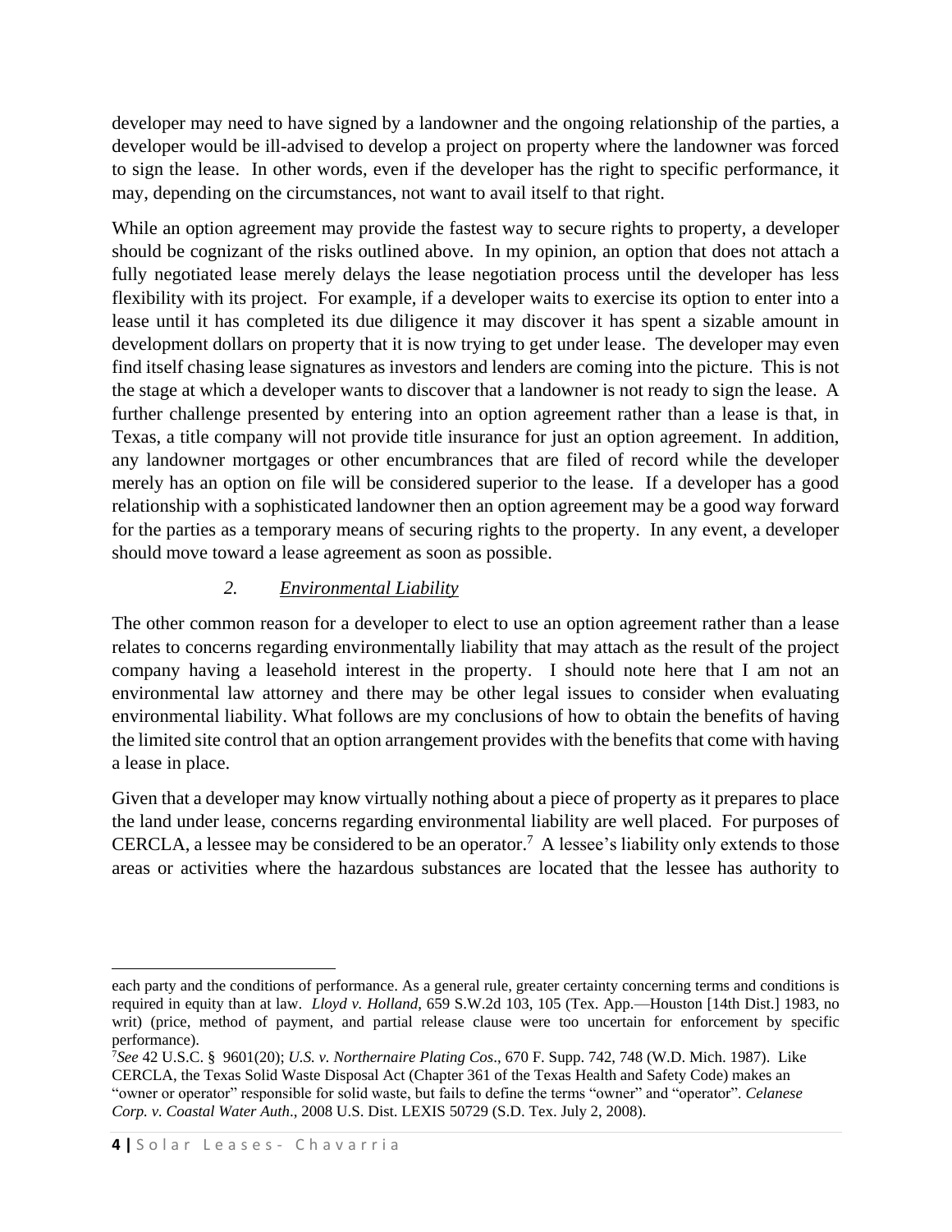developer may need to have signed by a landowner and the ongoing relationship of the parties, a developer would be ill-advised to develop a project on property where the landowner was forced to sign the lease. In other words, even if the developer has the right to specific performance, it may, depending on the circumstances, not want to avail itself to that right.

While an option agreement may provide the fastest way to secure rights to property, a developer should be cognizant of the risks outlined above. In my opinion, an option that does not attach a fully negotiated lease merely delays the lease negotiation process until the developer has less flexibility with its project. For example, if a developer waits to exercise its option to enter into a lease until it has completed its due diligence it may discover it has spent a sizable amount in development dollars on property that it is now trying to get under lease. The developer may even find itself chasing lease signatures as investors and lenders are coming into the picture. This is not the stage at which a developer wants to discover that a landowner is not ready to sign the lease. A further challenge presented by entering into an option agreement rather than a lease is that, in Texas, a title company will not provide title insurance for just an option agreement. In addition, any landowner mortgages or other encumbrances that are filed of record while the developer merely has an option on file will be considered superior to the lease. If a developer has a good relationship with a sophisticated landowner then an option agreement may be a good way forward for the parties as a temporary means of securing rights to the property. In any event, a developer should move toward a lease agreement as soon as possible.

### *2. Environmental Liability*

The other common reason for a developer to elect to use an option agreement rather than a lease relates to concerns regarding environmentally liability that may attach as the result of the project company having a leasehold interest in the property. I should note here that I am not an environmental law attorney and there may be other legal issues to consider when evaluating environmental liability. What follows are my conclusions of how to obtain the benefits of having the limited site control that an option arrangement provides with the benefits that come with having a lease in place.

Given that a developer may know virtually nothing about a piece of property as it prepares to place the land under lease, concerns regarding environmental liability are well placed. For purposes of CERCLA, a lessee may be considered to be an operator.[7] A lessee's liability only extends to those areas or activities where the hazardous substances are located that the lessee has authority to

---

each party and the conditions of performance. As a general rule, greater certainty concerning terms and conditions is required in equity than at law. *Lloyd v. Holland*, 659 S.W.2d 103, 105 (Tex. App.—Houston [14th Dist.] 1983, no writ) (price, method of payment, and partial release clause were too uncertain for enforcement by specific performance).

[7] *See* 42 U.S.C. § 9601(20); *U.S. v. Northernaire Plating Cos*., 670 F. Supp. 742, 748 (W.D. Mich. 1987). Like CERCLA, the Texas Solid Waste Disposal Act (Chapter 361 of the Texas Health and Safety Code) makes an "owner or operator" responsible for solid waste, but fails to define the terms "owner" and "operator". *Celanese Corp. v. Coastal Water Auth*., 2008 U.S. Dist. LEXIS 50729 (S.D. Tex. July 2, 2008).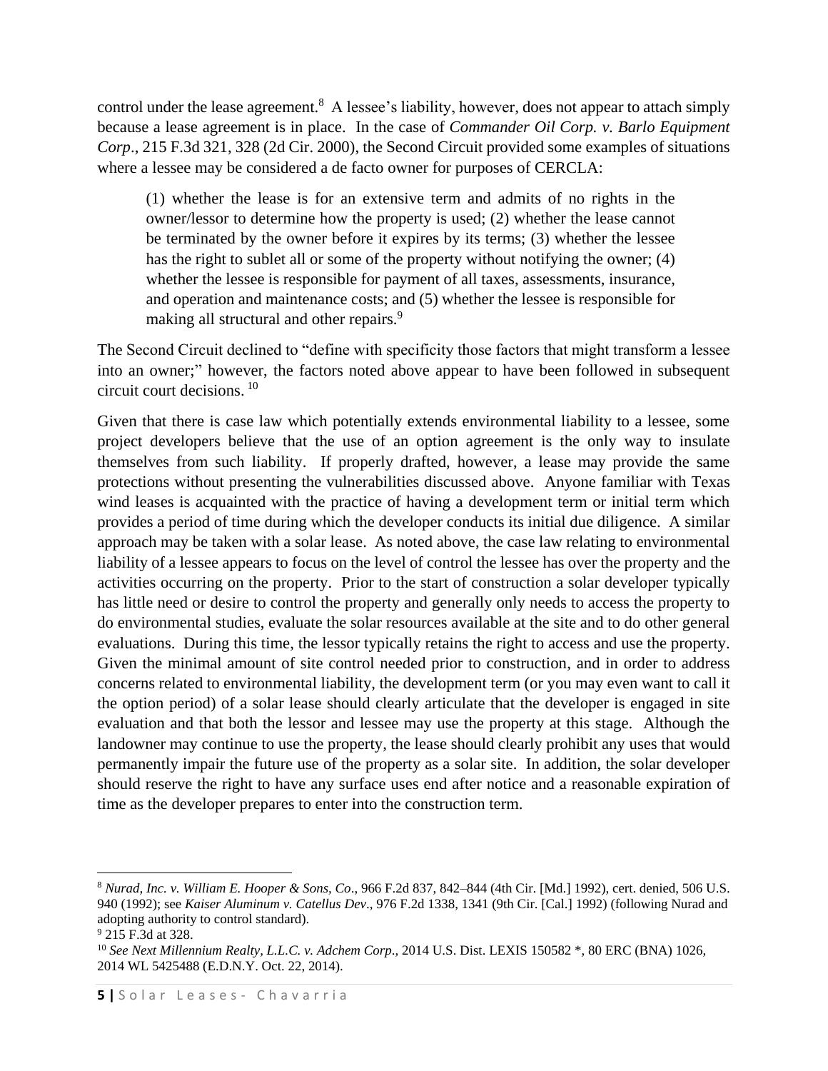control under the lease agreement.[8] A lessee's liability, however, does not appear to attach simply because a lease agreement is in place. In the case of *Commander Oil Corp. v. Barlo Equipment Corp*., 215 F.3d 321, 328 (2d Cir. 2000), the Second Circuit provided some examples of situations where a lessee may be considered a de facto owner for purposes of CERCLA:

> (1) whether the lease is for an extensive term and admits of no rights in the owner/lessor to determine how the property is used; (2) whether the lease cannot be terminated by the owner before it expires by its terms; (3) whether the lessee has the right to sublet all or some of the property without notifying the owner; (4) whether the lessee is responsible for payment of all taxes, assessments, insurance, and operation and maintenance costs; and (5) whether the lessee is responsible for making all structural and other repairs.[9]

The Second Circuit declined to "define with specificity those factors that might transform a lessee into an owner;" however, the factors noted above appear to have been followed in subsequent circuit court decisions.[10]

Given that there is case law which potentially extends environmental liability to a lessee, some project developers believe that the use of an option agreement is the only way to insulate themselves from such liability. If properly drafted, however, a lease may provide the same protections without presenting the vulnerabilities discussed above. Anyone familiar with Texas wind leases is acquainted with the practice of having a development term or initial term which provides a period of time during which the developer conducts its initial due diligence. A similar approach may be taken with a solar lease. As noted above, the case law relating to environmental liability of a lessee appears to focus on the level of control the lessee has over the property and the activities occurring on the property. Prior to the start of construction a solar developer typically has little need or desire to control the property and generally only needs to access the property to do environmental studies, evaluate the solar resources available at the site and to do other general evaluations. During this time, the lessor typically retains the right to access and use the property. Given the minimal amount of site control needed prior to construction, and in order to address concerns related to environmental liability, the development term (or you may even want to call it the option period) of a solar lease should clearly articulate that the developer is engaged in site evaluation and that both the lessor and lessee may use the property at this stage. Although the landowner may continue to use the property, the lease should clearly prohibit any uses that would permanently impair the future use of the property as a solar site. In addition, the solar developer should reserve the right to have any surface uses end after notice and a reasonable expiration of time as the developer prepares to enter into the construction term.

---

[8] *Nurad, Inc. v. William E. Hooper & Sons, Co*., 966 F.2d 837, 842–844 (4th Cir. [Md.] 1992), cert. denied, 506 U.S. 940 (1992); see *Kaiser Aluminum v. Catellus Dev*., 976 F.2d 1338, 1341 (9th Cir. [Cal.] 1992) (following Nurad and adopting authority to control standard).

[9] 215 F.3d at 328.

[10] *See Next Millennium Realty, L.L.C. v. Adchem Corp.,* 2014 U.S. Dist. LEXIS 150582 *, 80 ERC (BNA) 1026, 2014 WL 5425488 (E.D.N.Y. Oct. 22, 2014).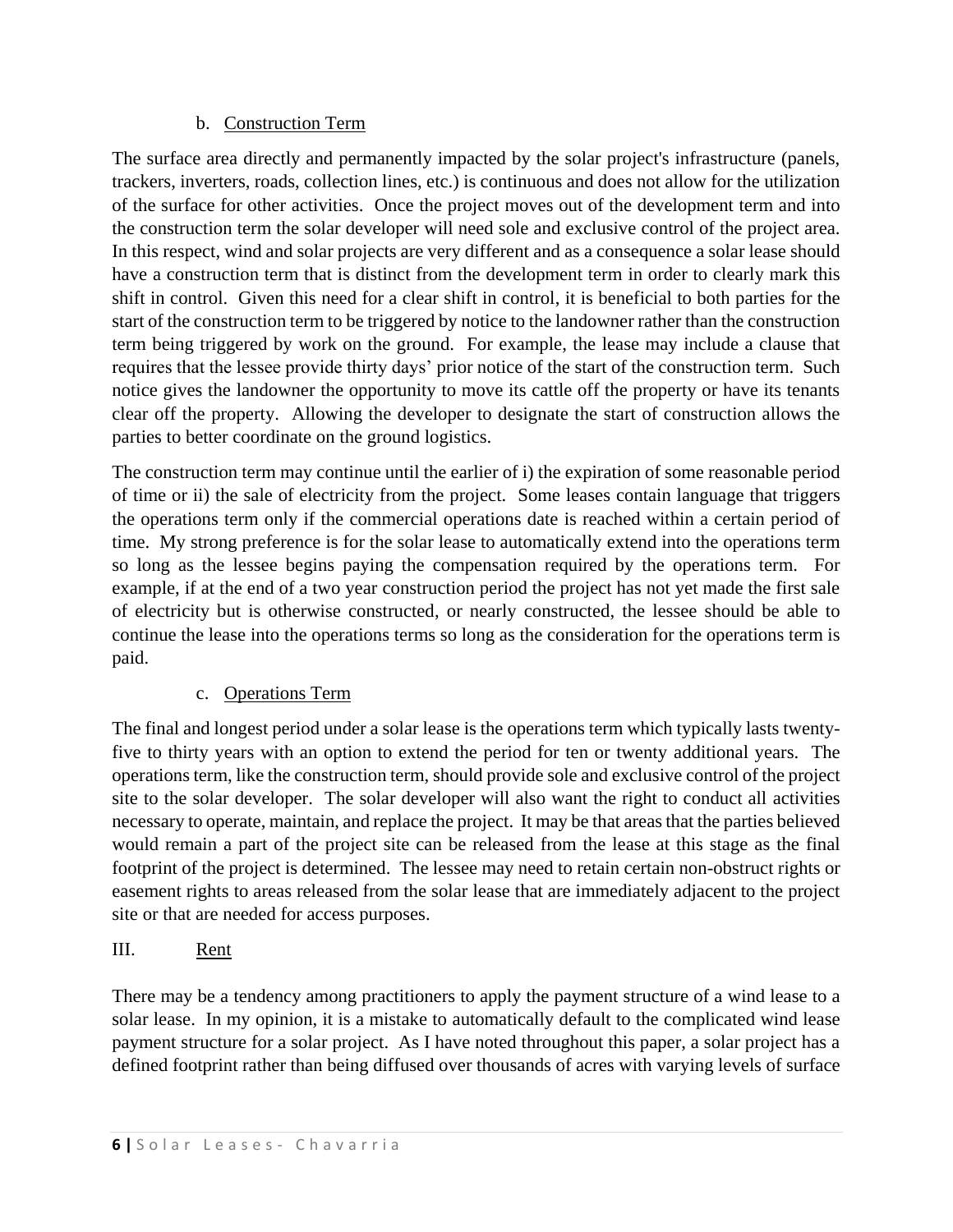### b. Construction Term

The surface area directly and permanently impacted by the solar project's infrastructure (panels, trackers, inverters, roads, collection lines, etc.) is continuous and does not allow for the utilization of the surface for other activities. Once the project moves out of the development term and into the construction term the solar developer will need sole and exclusive control of the project area. In this respect, wind and solar projects are very different and as a consequence a solar lease should have a construction term that is distinct from the development term in order to clearly mark this shift in control. Given this need for a clear shift in control, it is beneficial to both parties for the start of the construction term to be triggered by notice to the landowner rather than the construction term being triggered by work on the ground. For example, the lease may include a clause that requires that the lessee provide thirty days' prior notice of the start of the construction term. Such notice gives the landowner the opportunity to move its cattle off the property or have its tenants clear off the property. Allowing the developer to designate the start of construction allows the parties to better coordinate on the ground logistics.

The construction term may continue until the earlier of i) the expiration of some reasonable period of time or ii) the sale of electricity from the project. Some leases contain language that triggers the operations term only if the commercial operations date is reached within a certain period of time. My strong preference is for the solar lease to automatically extend into the operations term so long as the lessee begins paying the compensation required by the operations term. For example, if at the end of a two year construction period the project has not yet made the first sale of electricity but is otherwise constructed, or nearly constructed, the lessee should be able to continue the lease into the operations terms so long as the consideration for the operations term is paid.

### c. Operations Term

The final and longest period under a solar lease is the operations term which typically lasts twenty-five to thirty years with an option to extend the period for ten or twenty additional years. The operations term, like the construction term, should provide sole and exclusive control of the project site to the solar developer. The solar developer will also want the right to conduct all activities necessary to operate, maintain, and replace the project. It may be that areas that the parties believed would remain a part of the project site can be released from the lease at this stage as the final footprint of the project is determined. The lessee may need to retain certain non-obstruct rights or easement rights to areas released from the solar lease that are immediately adjacent to the project site or that are needed for access purposes.

## III. Rent

There may be a tendency among practitioners to apply the payment structure of a wind lease to a solar lease. In my opinion, it is a mistake to automatically default to the complicated wind lease payment structure for a solar project. As I have noted throughout this paper, a solar project has a defined footprint rather than being diffused over thousands of acres with varying levels of surface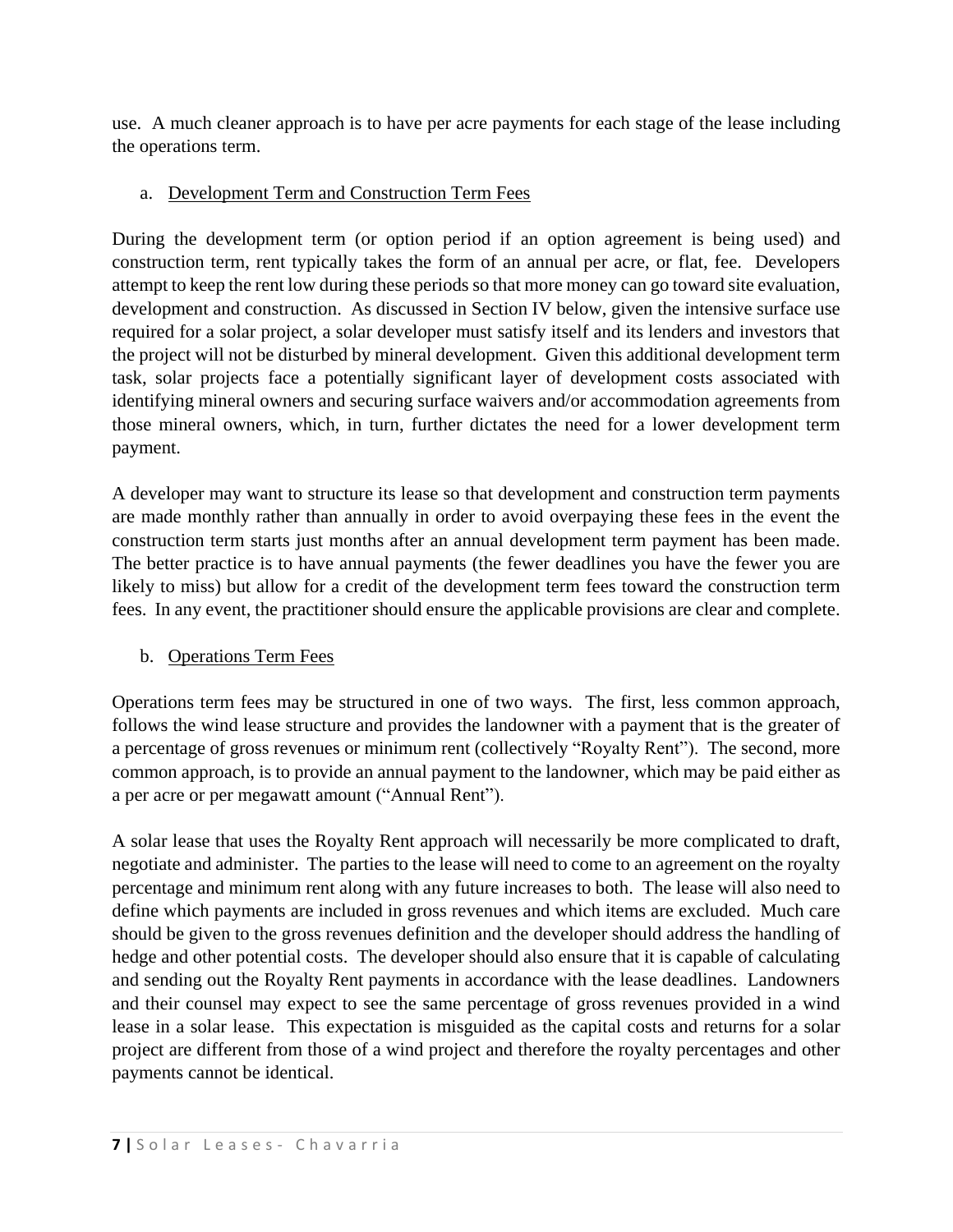use. A much cleaner approach is to have per acre payments for each stage of the lease including the operations term.

a. Development Term and Construction Term Fees

During the development term (or option period if an option agreement is being used) and construction term, rent typically takes the form of an annual per acre, or flat, fee. Developers attempt to keep the rent low during these periods so that more money can go toward site evaluation, development and construction. As discussed in Section IV below, given the intensive surface use required for a solar project, a solar developer must satisfy itself and its lenders and investors that the project will not be disturbed by mineral development. Given this additional development term task, solar projects face a potentially significant layer of development costs associated with identifying mineral owners and securing surface waivers and/or accommodation agreements from those mineral owners, which, in turn, further dictates the need for a lower development term payment.

A developer may want to structure its lease so that development and construction term payments are made monthly rather than annually in order to avoid overpaying these fees in the event the construction term starts just months after an annual development term payment has been made. The better practice is to have annual payments (the fewer deadlines you have the fewer you are likely to miss) but allow for a credit of the development term fees toward the construction term fees. In any event, the practitioner should ensure the applicable provisions are clear and complete.

b. Operations Term Fees

Operations term fees may be structured in one of two ways. The first, less common approach, follows the wind lease structure and provides the landowner with a payment that is the greater of a percentage of gross revenues or minimum rent (collectively "Royalty Rent"). The second, more common approach, is to provide an annual payment to the landowner, which may be paid either as a per acre or per megawatt amount ("Annual Rent").

A solar lease that uses the Royalty Rent approach will necessarily be more complicated to draft, negotiate and administer. The parties to the lease will need to come to an agreement on the royalty percentage and minimum rent along with any future increases to both. The lease will also need to define which payments are included in gross revenues and which items are excluded. Much care should be given to the gross revenues definition and the developer should address the handling of hedge and other potential costs. The developer should also ensure that it is capable of calculating and sending out the Royalty Rent payments in accordance with the lease deadlines. Landowners and their counsel may expect to see the same percentage of gross revenues provided in a wind lease in a solar lease. This expectation is misguided as the capital costs and returns for a solar project are different from those of a wind project and therefore the royalty percentages and other payments cannot be identical.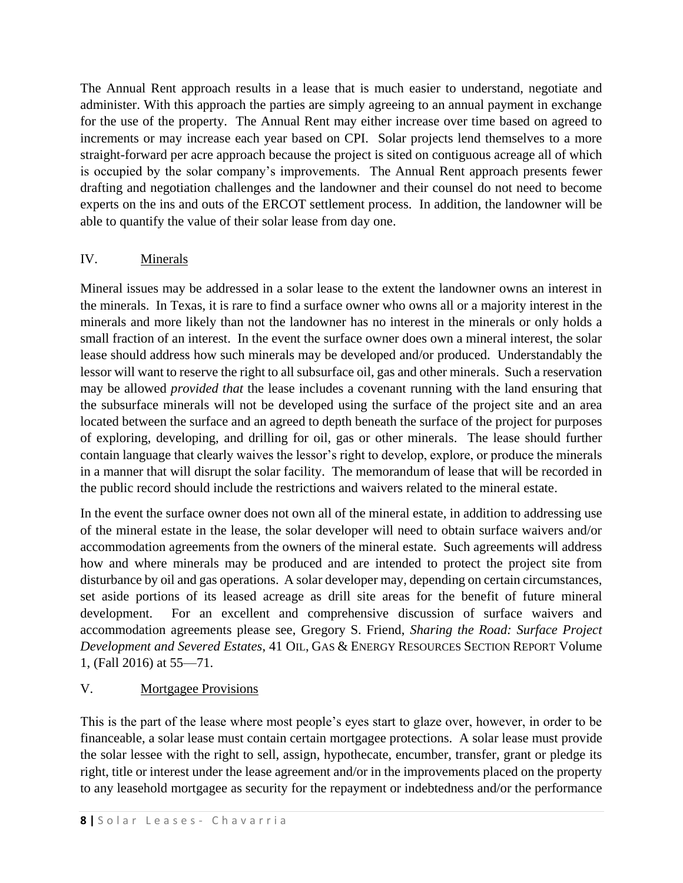The Annual Rent approach results in a lease that is much easier to understand, negotiate and administer. With this approach the parties are simply agreeing to an annual payment in exchange for the use of the property. The Annual Rent may either increase over time based on agreed to increments or may increase each year based on CPI. Solar projects lend themselves to a more straight-forward per acre approach because the project is sited on contiguous acreage all of which is occupied by the solar company's improvements. The Annual Rent approach presents fewer drafting and negotiation challenges and the landowner and their counsel do not need to become experts on the ins and outs of the ERCOT settlement process. In addition, the landowner will be able to quantify the value of their solar lease from day one.

## IV. Minerals

Mineral issues may be addressed in a solar lease to the extent the landowner owns an interest in the minerals. In Texas, it is rare to find a surface owner who owns all or a majority interest in the minerals and more likely than not the landowner has no interest in the minerals or only holds a small fraction of an interest. In the event the surface owner does own a mineral interest, the solar lease should address how such minerals may be developed and/or produced. Understandably the lessor will want to reserve the right to all subsurface oil, gas and other minerals. Such a reservation may be allowed *provided that* the lease includes a covenant running with the land ensuring that the subsurface minerals will not be developed using the surface of the project site and an area located between the surface and an agreed to depth beneath the surface of the project for purposes of exploring, developing, and drilling for oil, gas or other minerals. The lease should further contain language that clearly waives the lessor's right to develop, explore, or produce the minerals in a manner that will disrupt the solar facility. The memorandum of lease that will be recorded in the public record should include the restrictions and waivers related to the mineral estate.

In the event the surface owner does not own all of the mineral estate, in addition to addressing use of the mineral estate in the lease, the solar developer will need to obtain surface waivers and/or accommodation agreements from the owners of the mineral estate. Such agreements will address how and where minerals may be produced and are intended to protect the project site from disturbance by oil and gas operations. A solar developer may, depending on certain circumstances, set aside portions of its leased acreage as drill site areas for the benefit of future mineral development. For an excellent and comprehensive discussion of surface waivers and accommodation agreements please see, Gregory S. Friend, *Sharing the Road: Surface Project Development and Severed Estates*, 41 OIL, GAS & ENERGY RESOURCES SECTION REPORT Volume 1, (Fall 2016) at 55—71.

## V. Mortgagee Provisions

This is the part of the lease where most people's eyes start to glaze over, however, in order to be financeable, a solar lease must contain certain mortgagee protections. A solar lease must provide the solar lessee with the right to sell, assign, hypothecate, encumber, transfer, grant or pledge its right, title or interest under the lease agreement and/or in the improvements placed on the property to any leasehold mortgagee as security for the repayment or indebtedness and/or the performance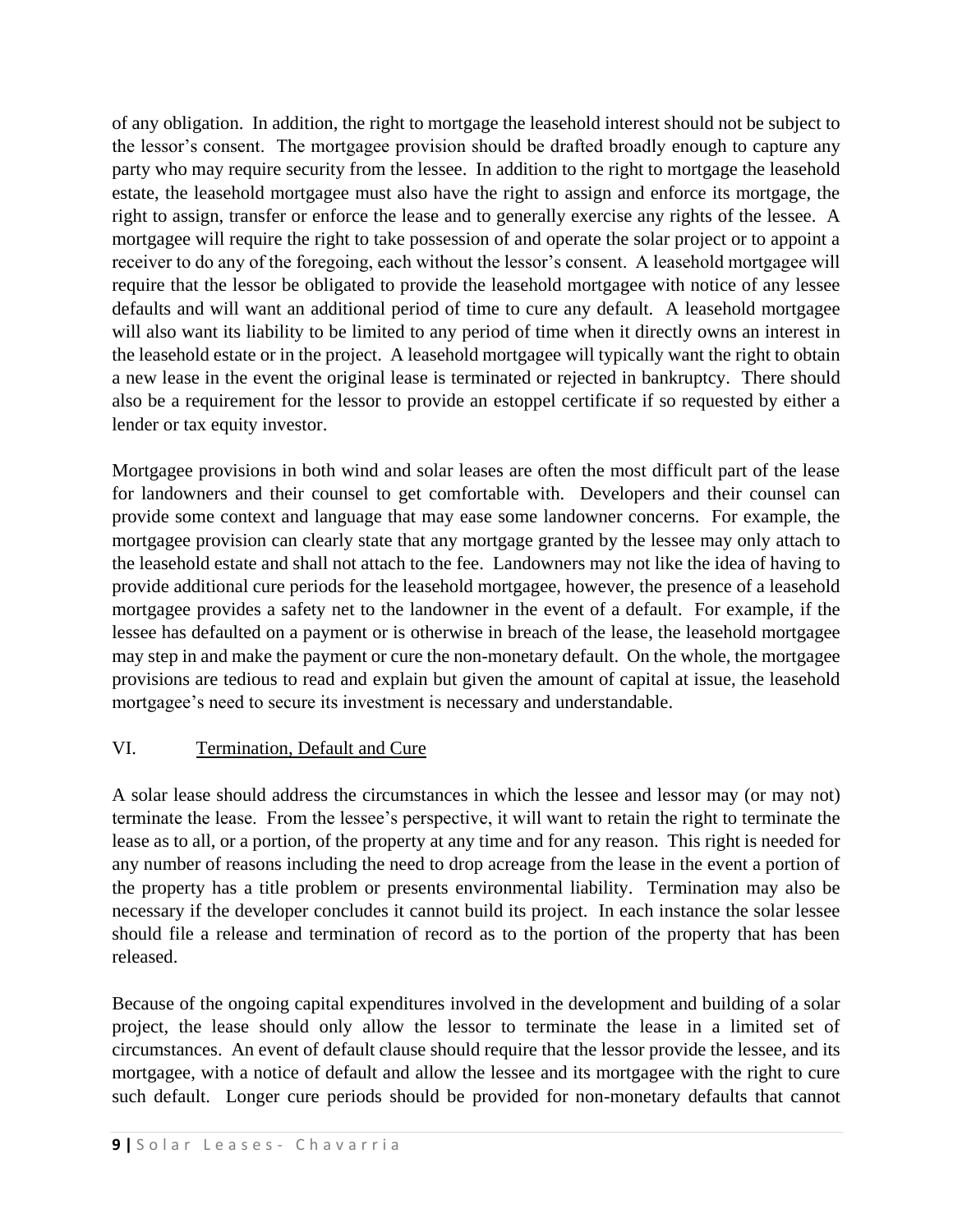of any obligation. In addition, the right to mortgage the leasehold interest should not be subject to the lessor's consent. The mortgagee provision should be drafted broadly enough to capture any party who may require security from the lessee. In addition to the right to mortgage the leasehold estate, the leasehold mortgagee must also have the right to assign and enforce its mortgage, the right to assign, transfer or enforce the lease and to generally exercise any rights of the lessee. A mortgagee will require the right to take possession of and operate the solar project or to appoint a receiver to do any of the foregoing, each without the lessor's consent. A leasehold mortgagee will require that the lessor be obligated to provide the leasehold mortgagee with notice of any lessee defaults and will want an additional period of time to cure any default. A leasehold mortgagee will also want its liability to be limited to any period of time when it directly owns an interest in the leasehold estate or in the project. A leasehold mortgagee will typically want the right to obtain a new lease in the event the original lease is terminated or rejected in bankruptcy. There should also be a requirement for the lessor to provide an estoppel certificate if so requested by either a lender or tax equity investor.

Mortgagee provisions in both wind and solar leases are often the most difficult part of the lease for landowners and their counsel to get comfortable with. Developers and their counsel can provide some context and language that may ease some landowner concerns. For example, the mortgagee provision can clearly state that any mortgage granted by the lessee may only attach to the leasehold estate and shall not attach to the fee. Landowners may not like the idea of having to provide additional cure periods for the leasehold mortgagee, however, the presence of a leasehold mortgagee provides a safety net to the landowner in the event of a default. For example, if the lessee has defaulted on a payment or is otherwise in breach of the lease, the leasehold mortgagee may step in and make the payment or cure the non-monetary default. On the whole, the mortgagee provisions are tedious to read and explain but given the amount of capital at issue, the leasehold mortgagee's need to secure its investment is necessary and understandable.

## VI. Termination, Default and Cure

A solar lease should address the circumstances in which the lessee and lessor may (or may not) terminate the lease. From the lessee's perspective, it will want to retain the right to terminate the lease as to all, or a portion, of the property at any time and for any reason. This right is needed for any number of reasons including the need to drop acreage from the lease in the event a portion of the property has a title problem or presents environmental liability. Termination may also be necessary if the developer concludes it cannot build its project. In each instance the solar lessee should file a release and termination of record as to the portion of the property that has been released.

Because of the ongoing capital expenditures involved in the development and building of a solar project, the lease should only allow the lessor to terminate the lease in a limited set of circumstances. An event of default clause should require that the lessor provide the lessee, and its mortgagee, with a notice of default and allow the lessee and its mortgagee with the right to cure such default. Longer cure periods should be provided for non-monetary defaults that cannot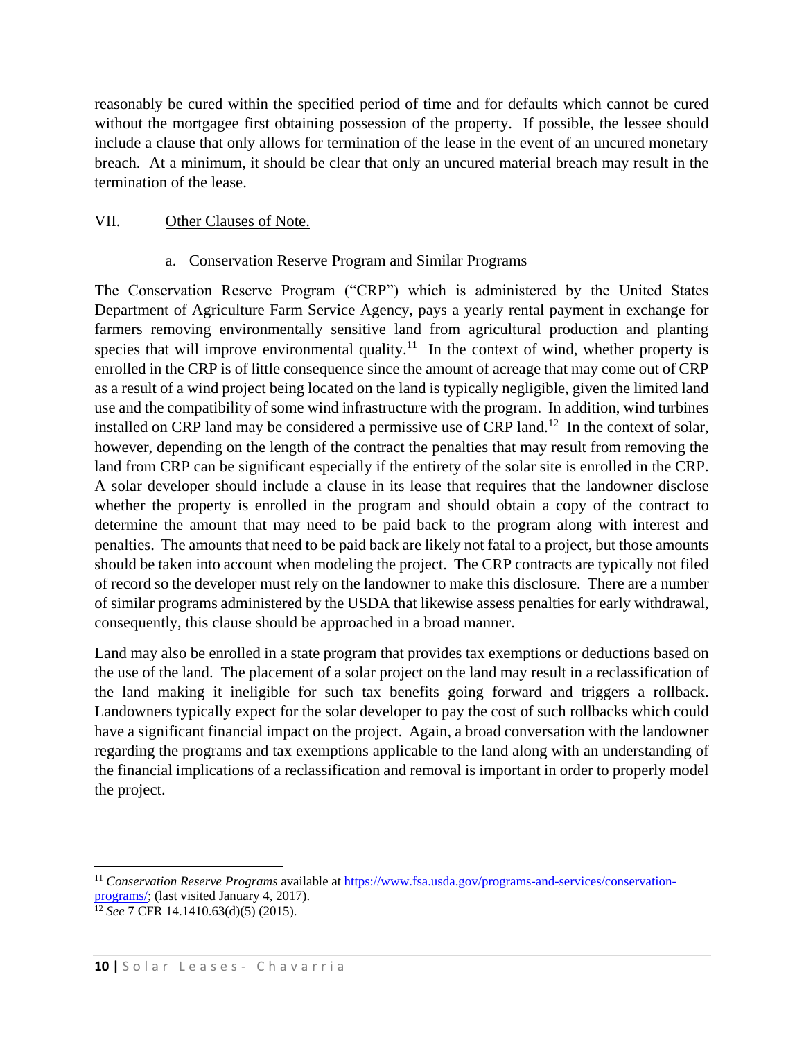reasonably be cured within the specified period of time and for defaults which cannot be cured without the mortgagee first obtaining possession of the property. If possible, the lessee should include a clause that only allows for termination of the lease in the event of an uncured monetary breach. At a minimum, it should be clear that only an uncured material breach may result in the termination of the lease.

## VII. Other Clauses of Note.

### a. Conservation Reserve Program and Similar Programs

The Conservation Reserve Program ("CRP") which is administered by the United States Department of Agriculture Farm Service Agency, pays a yearly rental payment in exchange for farmers removing environmentally sensitive land from agricultural production and planting species that will improve environmental quality.[11] In the context of wind, whether property is enrolled in the CRP is of little consequence since the amount of acreage that may come out of CRP as a result of a wind project being located on the land is typically negligible, given the limited land use and the compatibility of some wind infrastructure with the program. In addition, wind turbines installed on CRP land may be considered a permissive use of CRP land.[12] In the context of solar, however, depending on the length of the contract the penalties that may result from removing the land from CRP can be significant especially if the entirety of the solar site is enrolled in the CRP. A solar developer should include a clause in its lease that requires that the landowner disclose whether the property is enrolled in the program and should obtain a copy of the contract to determine the amount that may need to be paid back to the program along with interest and penalties. The amounts that need to be paid back are likely not fatal to a project, but those amounts should be taken into account when modeling the project. The CRP contracts are typically not filed of record so the developer must rely on the landowner to make this disclosure. There are a number of similar programs administered by the USDA that likewise assess penalties for early withdrawal, consequently, this clause should be approached in a broad manner.

Land may also be enrolled in a state program that provides tax exemptions or deductions based on the use of the land. The placement of a solar project on the land may result in a reclassification of the land making it ineligible for such tax benefits going forward and triggers a rollback. Landowners typically expect for the solar developer to pay the cost of such rollbacks which could have a significant financial impact on the project. Again, a broad conversation with the landowner regarding the programs and tax exemptions applicable to the land along with an understanding of the financial implications of a reclassification and removal is important in order to properly model the project.

---

[11] *Conservation Reserve Programs* available at https://www.fsa.usda.gov/programs-and-services/conservation-programs/; (last visited January 4, 2017).

[12] *See* 7 CFR 14.1410.63(d)(5) (2015).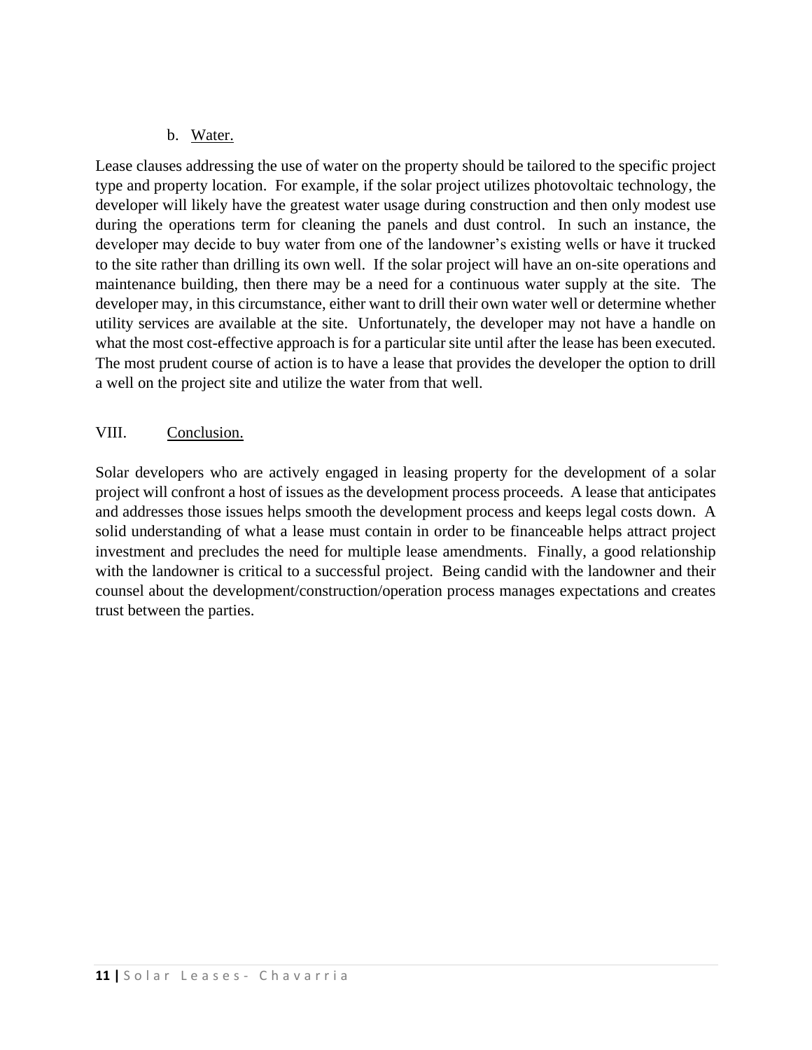b. <u>Water.</u>

Lease clauses addressing the use of water on the property should be tailored to the specific project type and property location. For example, if the solar project utilizes photovoltaic technology, the developer will likely have the greatest water usage during construction and then only modest use during the operations term for cleaning the panels and dust control. In such an instance, the developer may decide to buy water from one of the landowner's existing wells or have it trucked to the site rather than drilling its own well. If the solar project will have an on-site operations and maintenance building, then there may be a need for a continuous water supply at the site. The developer may, in this circumstance, either want to drill their own water well or determine whether utility services are available at the site. Unfortunately, the developer may not have a handle on what the most cost-effective approach is for a particular site until after the lease has been executed. The most prudent course of action is to have a lease that provides the developer the option to drill a well on the project site and utilize the water from that well.

## VIII. <u>Conclusion.</u>

Solar developers who are actively engaged in leasing property for the development of a solar project will confront a host of issues as the development process proceeds. A lease that anticipates and addresses those issues helps smooth the development process and keeps legal costs down. A solid understanding of what a lease must contain in order to be financeable helps attract project investment and precludes the need for multiple lease amendments. Finally, a good relationship with the landowner is critical to a successful project. Being candid with the landowner and their counsel about the development/construction/operation process manages expectations and creates trust between the parties.